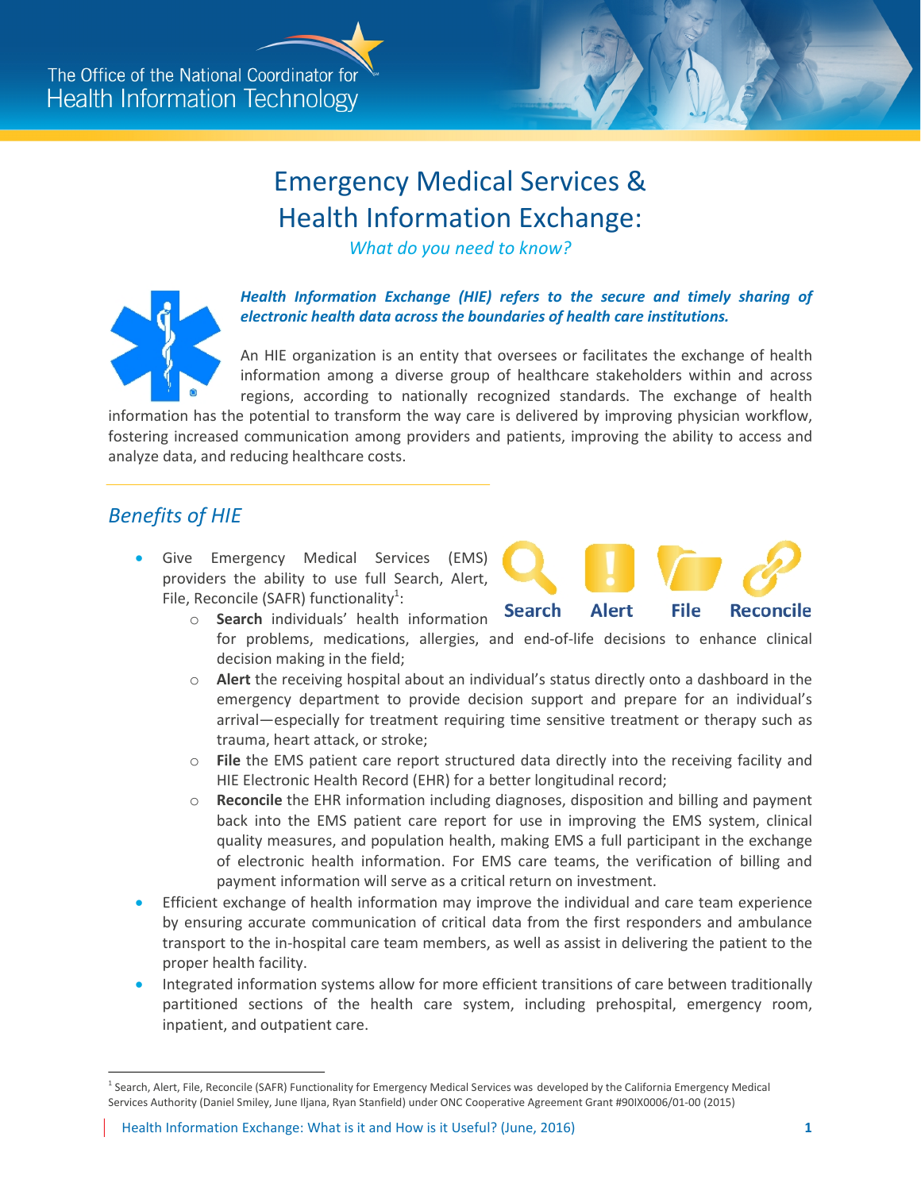The Office of the National Coordinator for Health Information Technology

# Emergency Medical Services & Health Information Exchange:

*What do you need to know?*

***Health Information Exchange (HIE) refers to the secure and timely sharing of electronic health data across the boundaries of health care institutions.***

An HIE organization is an entity that oversees or facilitates the exchange of health information among a diverse group of healthcare stakeholders within and across regions, according to nationally recognized standards. The exchange of health information has the potential to transform the way care is delivered by improving physician workflow, fostering increased communication among providers and patients, improving the ability to access and analyze data, and reducing healthcare costs.

## *Benefits of HIE*

- Give Emergency Medical Services (EMS) providers the ability to use full Search, Alert, File, Reconcile (SAFR) functionality[1]:
  - **Search** individuals' health information for problems, medications, allergies, and end-of-life decisions to enhance clinical decision making in the field;
  - **Alert** the receiving hospital about an individual's status directly onto a dashboard in the emergency department to provide decision support and prepare for an individual's arrival—especially for treatment requiring time sensitive treatment or therapy such as trauma, heart attack, or stroke;
  - **File** the EMS patient care report structured data directly into the receiving facility and HIE Electronic Health Record (EHR) for a better longitudinal record;
  - **Reconcile** the EHR information including diagnoses, disposition and billing and payment back into the EMS patient care report for use in improving the EMS system, clinical quality measures, and population health, making EMS a full participant in the exchange of electronic health information. For EMS care teams, the verification of billing and payment information will serve as a critical return on investment.
- Efficient exchange of health information may improve the individual and care team experience by ensuring accurate communication of critical data from the first responders and ambulance transport to the in-hospital care team members, as well as assist in delivering the patient to the proper health facility.
- Integrated information systems allow for more efficient transitions of care between traditionally partitioned sections of the health care system, including prehospital, emergency room, inpatient, and outpatient care.

[1] Search, Alert, File, Reconcile (SAFR) Functionality for Emergency Medical Services was developed by the California Emergency Medical Services Authority (Daniel Smiley, June Iljana, Ryan Stanfield) under ONC Cooperative Agreement Grant #90IX0006/01-00 (2015)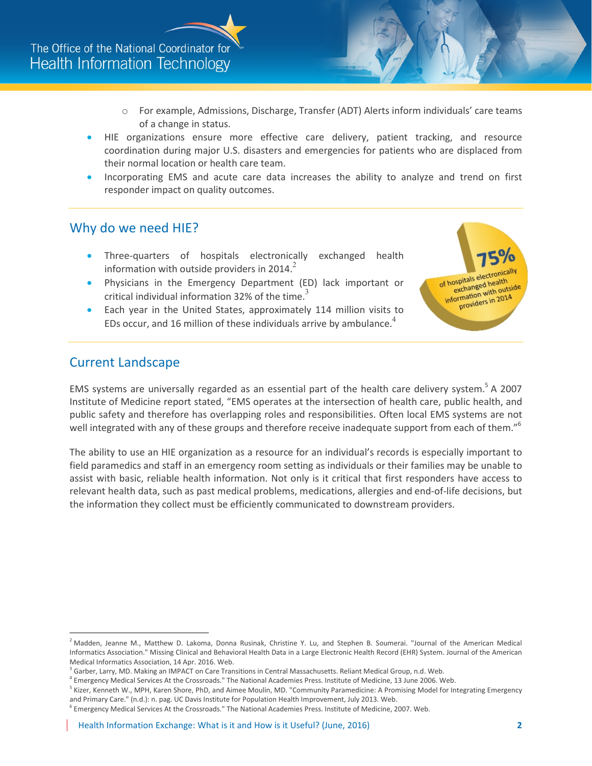- For example, Admissions, Discharge, Transfer (ADT) Alerts inform individuals' care teams of a change in status.
- HIE organizations ensure more effective care delivery, patient tracking, and resource coordination during major U.S. disasters and emergencies for patients who are displaced from their normal location or health care team.
- Incorporating EMS and acute care data increases the ability to analyze and trend on first responder impact on quality outcomes.

## Why do we need HIE?

- Three-quarters of hospitals electronically exchanged health information with outside providers in 2014.[2]
- Physicians in the Emergency Department (ED) lack important or critical individual information 32% of the time.[3]
- Each year in the United States, approximately 114 million visits to EDs occur, and 16 million of these individuals arrive by ambulance.[4]

75%

of hospitals electronically exchanged health information with outside providers in 2014

## Current Landscape

EMS systems are universally regarded as an essential part of the health care delivery system.[5] A 2007 Institute of Medicine report stated, "EMS operates at the intersection of health care, public health, and public safety and therefore has overlapping roles and responsibilities. Often local EMS systems are not well integrated with any of these groups and therefore receive inadequate support from each of them."[6]

The ability to use an HIE organization as a resource for an individual's records is especially important to field paramedics and staff in an emergency room setting as individuals or their families may be unable to assist with basic, reliable health information. Not only is it critical that first responders have access to relevant health data, such as past medical problems, medications, allergies and end-of-life decisions, but the information they collect must be efficiently communicated to downstream providers.

---

[2] Madden, Jeanne M., Matthew D. Lakoma, Donna Rusinak, Christine Y. Lu, and Stephen B. Soumerai. "Journal of the American Medical Informatics Association." Missing Clinical and Behavioral Health Data in a Large Electronic Health Record (EHR) System. Journal of the American Medical Informatics Association, 14 Apr. 2016. Web.

[3] Garber, Larry, MD. Making an IMPACT on Care Transitions in Central Massachusetts. Reliant Medical Group, n.d. Web.

[4] Emergency Medical Services At the Crossroads." The National Academies Press. Institute of Medicine, 13 June 2006. Web.

[5] Kizer, Kenneth W., MPH, Karen Shore, PhD, and Aimee Moulin, MD. "Community Paramedicine: A Promising Model for Integrating Emergency and Primary Care." (n.d.): n. pag. UC Davis Institute for Population Health Improvement, July 2013. Web.

[6] Emergency Medical Services At the Crossroads." The National Academies Press. Institute of Medicine, 2007. Web.